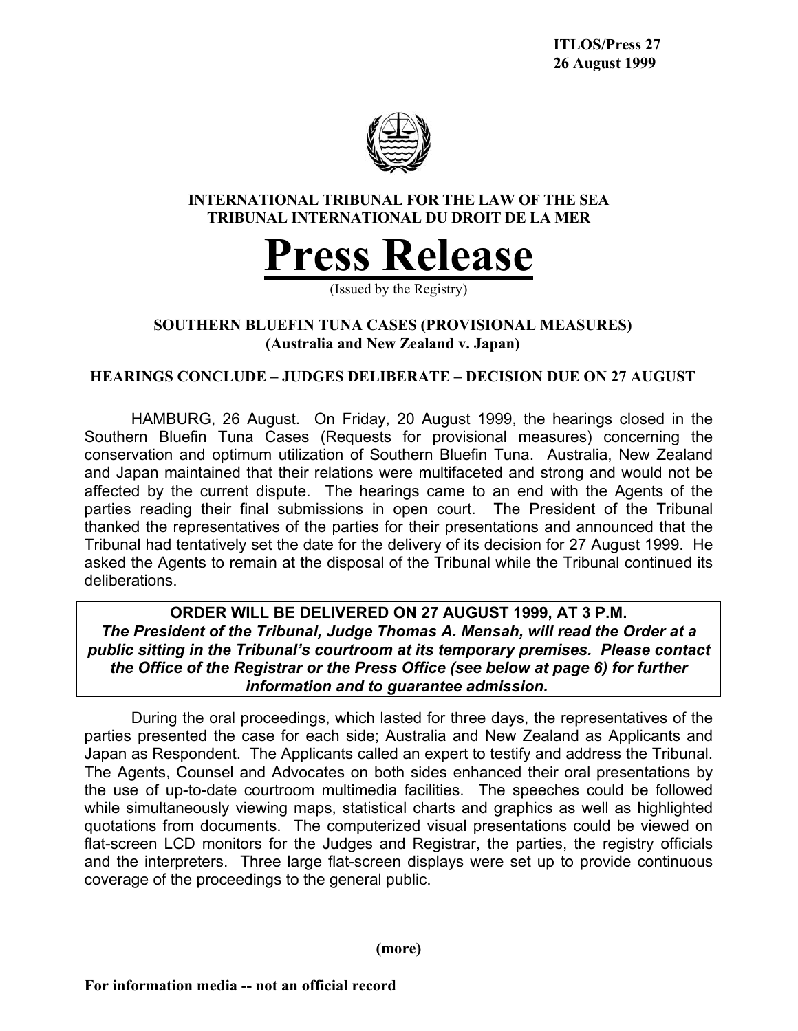**ITLOS/Press 27**
**26 August 1999**

**INTERNATIONAL TRIBUNAL FOR THE LAW OF THE SEA**
**TRIBUNAL INTERNATIONAL DU DROIT DE LA MER**

# Press Release

(Issued by the Registry)

## SOUTHERN BLUEFIN TUNA CASES (PROVISIONAL MEASURES)
## (Australia and New Zealand v. Japan)

### HEARINGS CONCLUDE – JUDGES DELIBERATE – DECISION DUE ON 27 AUGUST

HAMBURG, 26 August. On Friday, 20 August 1999, the hearings closed in the Southern Bluefin Tuna Cases (Requests for provisional measures) concerning the conservation and optimum utilization of Southern Bluefin Tuna. Australia, New Zealand and Japan maintained that their relations were multifaceted and strong and would not be affected by the current dispute. The hearings came to an end with the Agents of the parties reading their final submissions in open court. The President of the Tribunal thanked the representatives of the parties for their presentations and announced that the Tribunal had tentatively set the date for the delivery of its decision for 27 August 1999. He asked the Agents to remain at the disposal of the Tribunal while the Tribunal continued its deliberations.

**ORDER WILL BE DELIVERED ON 27 AUGUST 1999, AT 3 P.M.**
***The President of the Tribunal, Judge Thomas A. Mensah, will read the Order at a public sitting in the Tribunal's courtroom at its temporary premises. Please contact the Office of the Registrar or the Press Office (see below at page 6) for further information and to guarantee admission.***

During the oral proceedings, which lasted for three days, the representatives of the parties presented the case for each side; Australia and New Zealand as Applicants and Japan as Respondent. The Applicants called an expert to testify and address the Tribunal. The Agents, Counsel and Advocates on both sides enhanced their oral presentations by the use of up-to-date courtroom multimedia facilities. The speeches could be followed while simultaneously viewing maps, statistical charts and graphics as well as highlighted quotations from documents. The computerized visual presentations could be viewed on flat-screen LCD monitors for the Judges and Registrar, the parties, the registry officials and the interpreters. Three large flat-screen displays were set up to provide continuous coverage of the proceedings to the general public.

**(more)**

**For information media -- not an official record**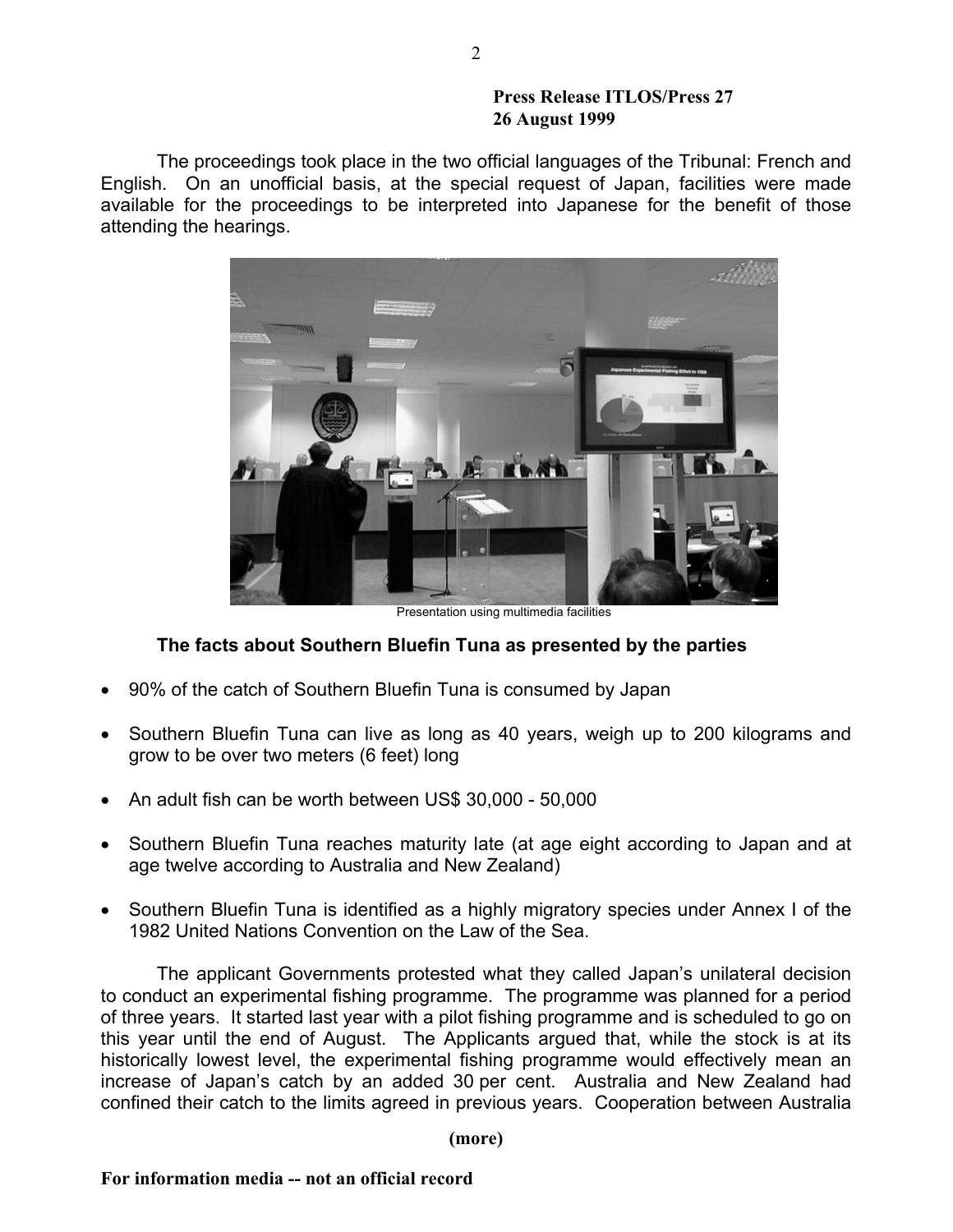**Press Release ITLOS/Press 27**
**26 August 1999**

The proceedings took place in the two official languages of the Tribunal: French and English. On an unofficial basis, at the special request of Japan, facilities were made available for the proceedings to be interpreted into Japanese for the benefit of those attending the hearings.

Presentation using multimedia facilities

**The facts about Southern Bluefin Tuna as presented by the parties**

- 90% of the catch of Southern Bluefin Tuna is consumed by Japan
- Southern Bluefin Tuna can live as long as 40 years, weigh up to 200 kilograms and grow to be over two meters (6 feet) long
- An adult fish can be worth between US$ 30,000 - 50,000
- Southern Bluefin Tuna reaches maturity late (at age eight according to Japan and at age twelve according to Australia and New Zealand)
- Southern Bluefin Tuna is identified as a highly migratory species under Annex I of the 1982 United Nations Convention on the Law of the Sea.

The applicant Governments protested what they called Japan's unilateral decision to conduct an experimental fishing programme. The programme was planned for a period of three years. It started last year with a pilot fishing programme and is scheduled to go on this year until the end of August. The Applicants argued that, while the stock is at its historically lowest level, the experimental fishing programme would effectively mean an increase of Japan's catch by an added 30 per cent. Australia and New Zealand had confined their catch to the limits agreed in previous years. Cooperation between Australia

**(more)**

**For information media -- not an official record**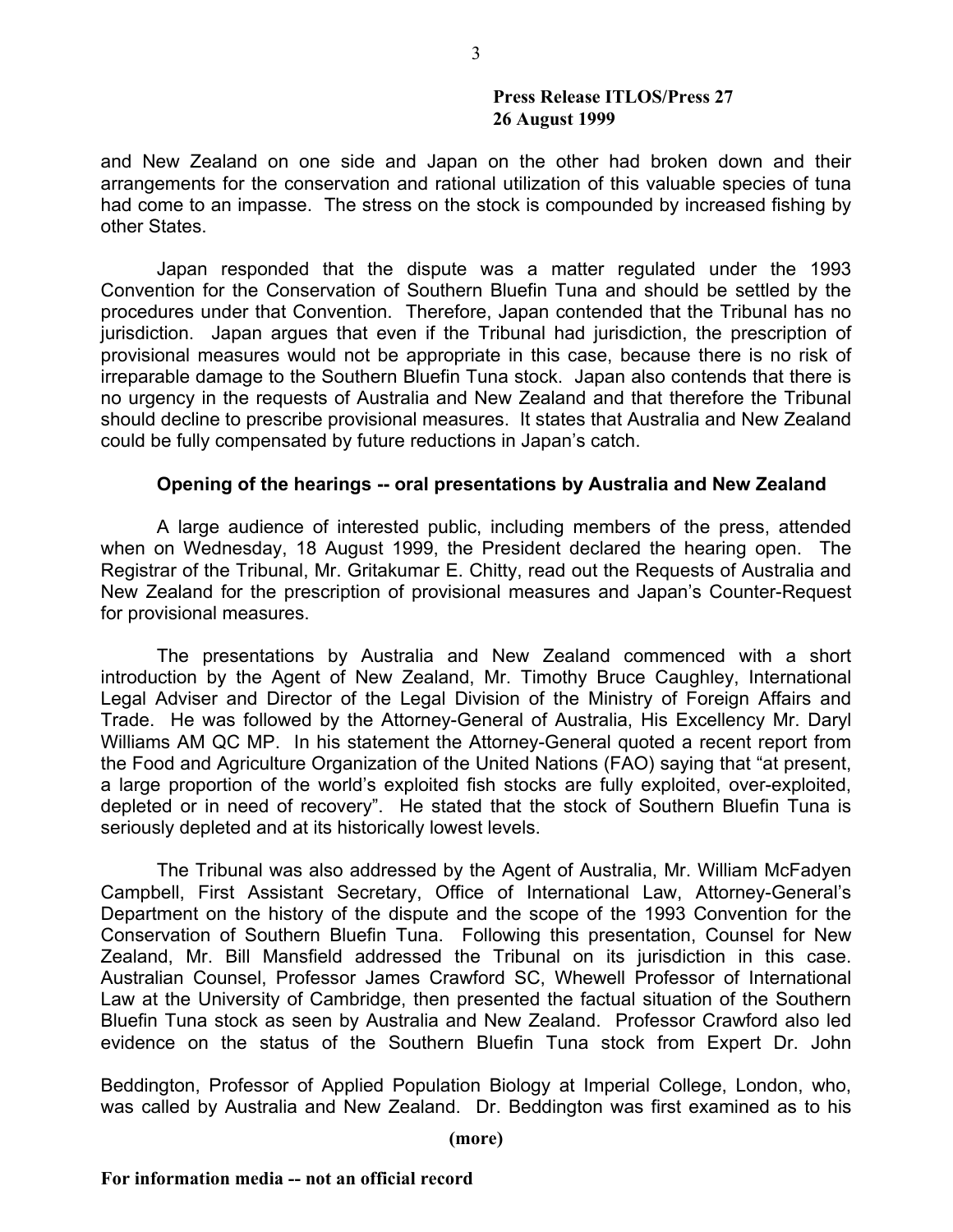and New Zealand on one side and Japan on the other had broken down and their arrangements for the conservation and rational utilization of this valuable species of tuna had come to an impasse. The stress on the stock is compounded by increased fishing by other States.

Japan responded that the dispute was a matter regulated under the 1993 Convention for the Conservation of Southern Bluefin Tuna and should be settled by the procedures under that Convention. Therefore, Japan contended that the Tribunal has no jurisdiction. Japan argues that even if the Tribunal had jurisdiction, the prescription of provisional measures would not be appropriate in this case, because there is no risk of irreparable damage to the Southern Bluefin Tuna stock. Japan also contends that there is no urgency in the requests of Australia and New Zealand and that therefore the Tribunal should decline to prescribe provisional measures. It states that Australia and New Zealand could be fully compensated by future reductions in Japan's catch.

**Opening of the hearings -- oral presentations by Australia and New Zealand**

A large audience of interested public, including members of the press, attended when on Wednesday, 18 August 1999, the President declared the hearing open. The Registrar of the Tribunal, Mr. Gritakumar E. Chitty, read out the Requests of Australia and New Zealand for the prescription of provisional measures and Japan's Counter-Request for provisional measures.

The presentations by Australia and New Zealand commenced with a short introduction by the Agent of New Zealand, Mr. Timothy Bruce Caughley, International Legal Adviser and Director of the Legal Division of the Ministry of Foreign Affairs and Trade. He was followed by the Attorney-General of Australia, His Excellency Mr. Daryl Williams AM QC MP. In his statement the Attorney-General quoted a recent report from the Food and Agriculture Organization of the United Nations (FAO) saying that "at present, a large proportion of the world's exploited fish stocks are fully exploited, over-exploited, depleted or in need of recovery". He stated that the stock of Southern Bluefin Tuna is seriously depleted and at its historically lowest levels.

The Tribunal was also addressed by the Agent of Australia, Mr. William McFadyen Campbell, First Assistant Secretary, Office of International Law, Attorney-General's Department on the history of the dispute and the scope of the 1993 Convention for the Conservation of Southern Bluefin Tuna. Following this presentation, Counsel for New Zealand, Mr. Bill Mansfield addressed the Tribunal on its jurisdiction in this case. Australian Counsel, Professor James Crawford SC, Whewell Professor of International Law at the University of Cambridge, then presented the factual situation of the Southern Bluefin Tuna stock as seen by Australia and New Zealand. Professor Crawford also led evidence on the status of the Southern Bluefin Tuna stock from Expert Dr. John Beddington, Professor of Applied Population Biology at Imperial College, London, who, was called by Australia and New Zealand. Dr. Beddington was first examined as to his

**(more)**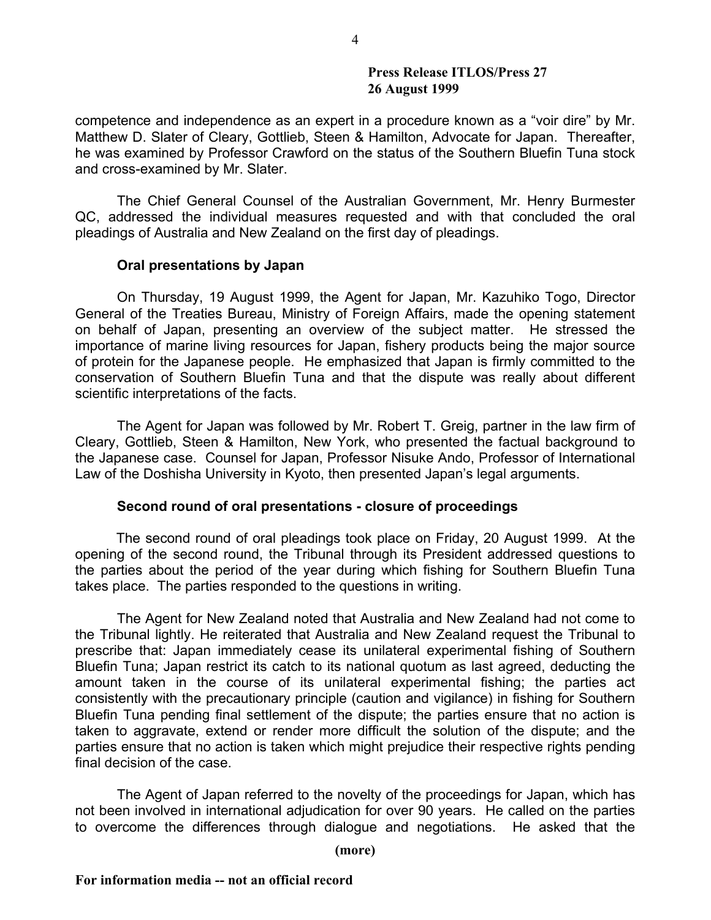competence and independence as an expert in a procedure known as a "voir dire" by Mr. Matthew D. Slater of Cleary, Gottlieb, Steen & Hamilton, Advocate for Japan. Thereafter, he was examined by Professor Crawford on the status of the Southern Bluefin Tuna stock and cross-examined by Mr. Slater.

The Chief General Counsel of the Australian Government, Mr. Henry Burmester QC, addressed the individual measures requested and with that concluded the oral pleadings of Australia and New Zealand on the first day of pleadings.

**Oral presentations by Japan**

On Thursday, 19 August 1999, the Agent for Japan, Mr. Kazuhiko Togo, Director General of the Treaties Bureau, Ministry of Foreign Affairs, made the opening statement on behalf of Japan, presenting an overview of the subject matter. He stressed the importance of marine living resources for Japan, fishery products being the major source of protein for the Japanese people. He emphasized that Japan is firmly committed to the conservation of Southern Bluefin Tuna and that the dispute was really about different scientific interpretations of the facts.

The Agent for Japan was followed by Mr. Robert T. Greig, partner in the law firm of Cleary, Gottlieb, Steen & Hamilton, New York, who presented the factual background to the Japanese case. Counsel for Japan, Professor Nisuke Ando, Professor of International Law of the Doshisha University in Kyoto, then presented Japan's legal arguments.

**Second round of oral presentations - closure of proceedings**

The second round of oral pleadings took place on Friday, 20 August 1999. At the opening of the second round, the Tribunal through its President addressed questions to the parties about the period of the year during which fishing for Southern Bluefin Tuna takes place. The parties responded to the questions in writing.

The Agent for New Zealand noted that Australia and New Zealand had not come to the Tribunal lightly. He reiterated that Australia and New Zealand request the Tribunal to prescribe that: Japan immediately cease its unilateral experimental fishing of Southern Bluefin Tuna; Japan restrict its catch to its national quotum as last agreed, deducting the amount taken in the course of its unilateral experimental fishing; the parties act consistently with the precautionary principle (caution and vigilance) in fishing for Southern Bluefin Tuna pending final settlement of the dispute; the parties ensure that no action is taken to aggravate, extend or render more difficult the solution of the dispute; and the parties ensure that no action is taken which might prejudice their respective rights pending final decision of the case.

The Agent of Japan referred to the novelty of the proceedings for Japan, which has not been involved in international adjudication for over 90 years. He called on the parties to overcome the differences through dialogue and negotiations. He asked that the

**(more)**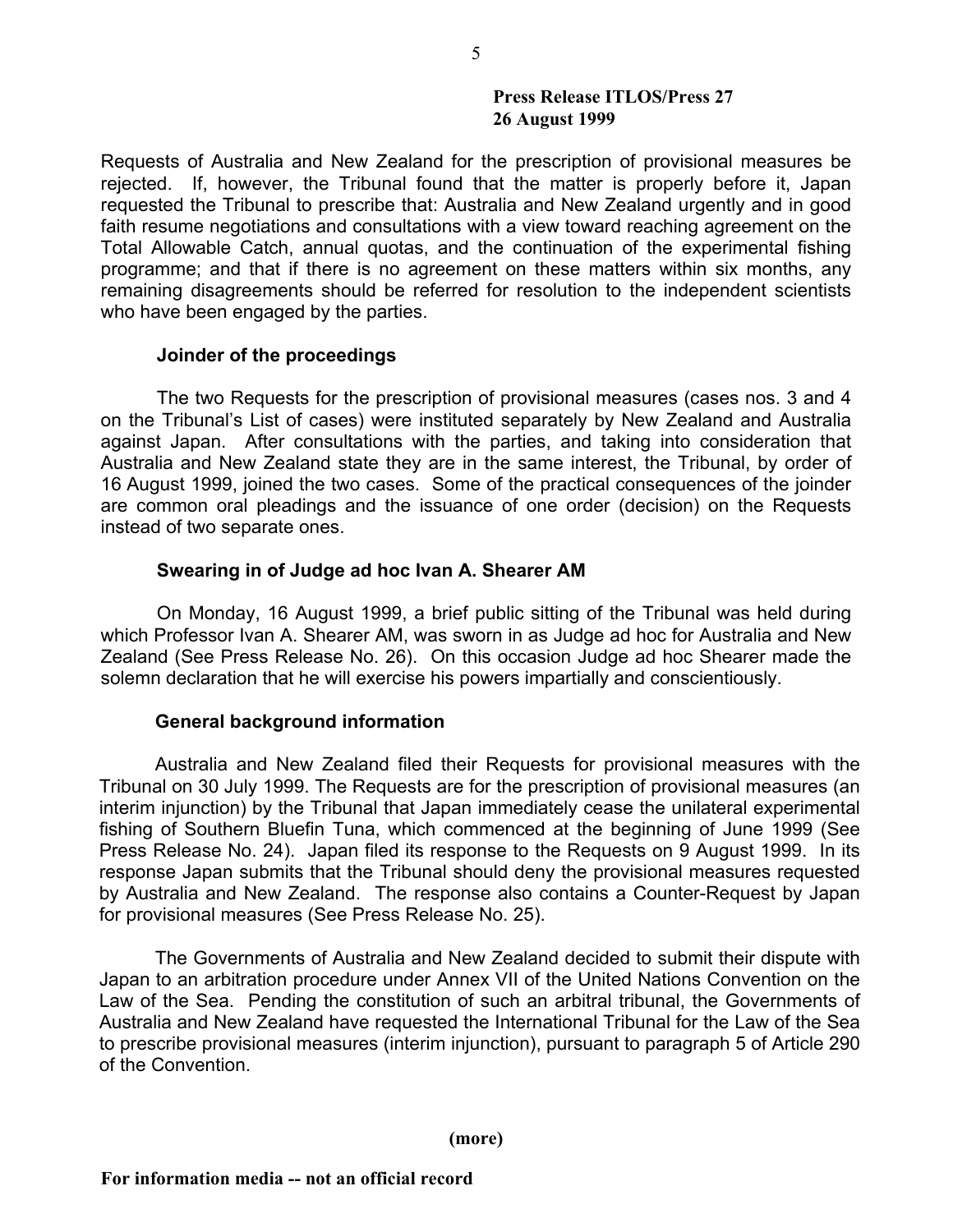**Press Release ITLOS/Press 27**
**26 August 1999**

Requests of Australia and New Zealand for the prescription of provisional measures be rejected. If, however, the Tribunal found that the matter is properly before it, Japan requested the Tribunal to prescribe that: Australia and New Zealand urgently and in good faith resume negotiations and consultations with a view toward reaching agreement on the Total Allowable Catch, annual quotas, and the continuation of the experimental fishing programme; and that if there is no agreement on these matters within six months, any remaining disagreements should be referred for resolution to the independent scientists who have been engaged by the parties.

**Joinder of the proceedings**

The two Requests for the prescription of provisional measures (cases nos. 3 and 4 on the Tribunal's List of cases) were instituted separately by New Zealand and Australia against Japan. After consultations with the parties, and taking into consideration that Australia and New Zealand state they are in the same interest, the Tribunal, by order of 16 August 1999, joined the two cases. Some of the practical consequences of the joinder are common oral pleadings and the issuance of one order (decision) on the Requests instead of two separate ones.

**Swearing in of Judge ad hoc Ivan A. Shearer AM**

On Monday, 16 August 1999, a brief public sitting of the Tribunal was held during which Professor Ivan A. Shearer AM, was sworn in as Judge ad hoc for Australia and New Zealand (See Press Release No. 26). On this occasion Judge ad hoc Shearer made the solemn declaration that he will exercise his powers impartially and conscientiously.

**General background information**

Australia and New Zealand filed their Requests for provisional measures with the Tribunal on 30 July 1999. The Requests are for the prescription of provisional measures (an interim injunction) by the Tribunal that Japan immediately cease the unilateral experimental fishing of Southern Bluefin Tuna, which commenced at the beginning of June 1999 (See Press Release No. 24). Japan filed its response to the Requests on 9 August 1999. In its response Japan submits that the Tribunal should deny the provisional measures requested by Australia and New Zealand. The response also contains a Counter-Request by Japan for provisional measures (See Press Release No. 25).

The Governments of Australia and New Zealand decided to submit their dispute with Japan to an arbitration procedure under Annex VII of the United Nations Convention on the Law of the Sea. Pending the constitution of such an arbitral tribunal, the Governments of Australia and New Zealand have requested the International Tribunal for the Law of the Sea to prescribe provisional measures (interim injunction), pursuant to paragraph 5 of Article 290 of the Convention.

**(more)**

**For information media -- not an official record**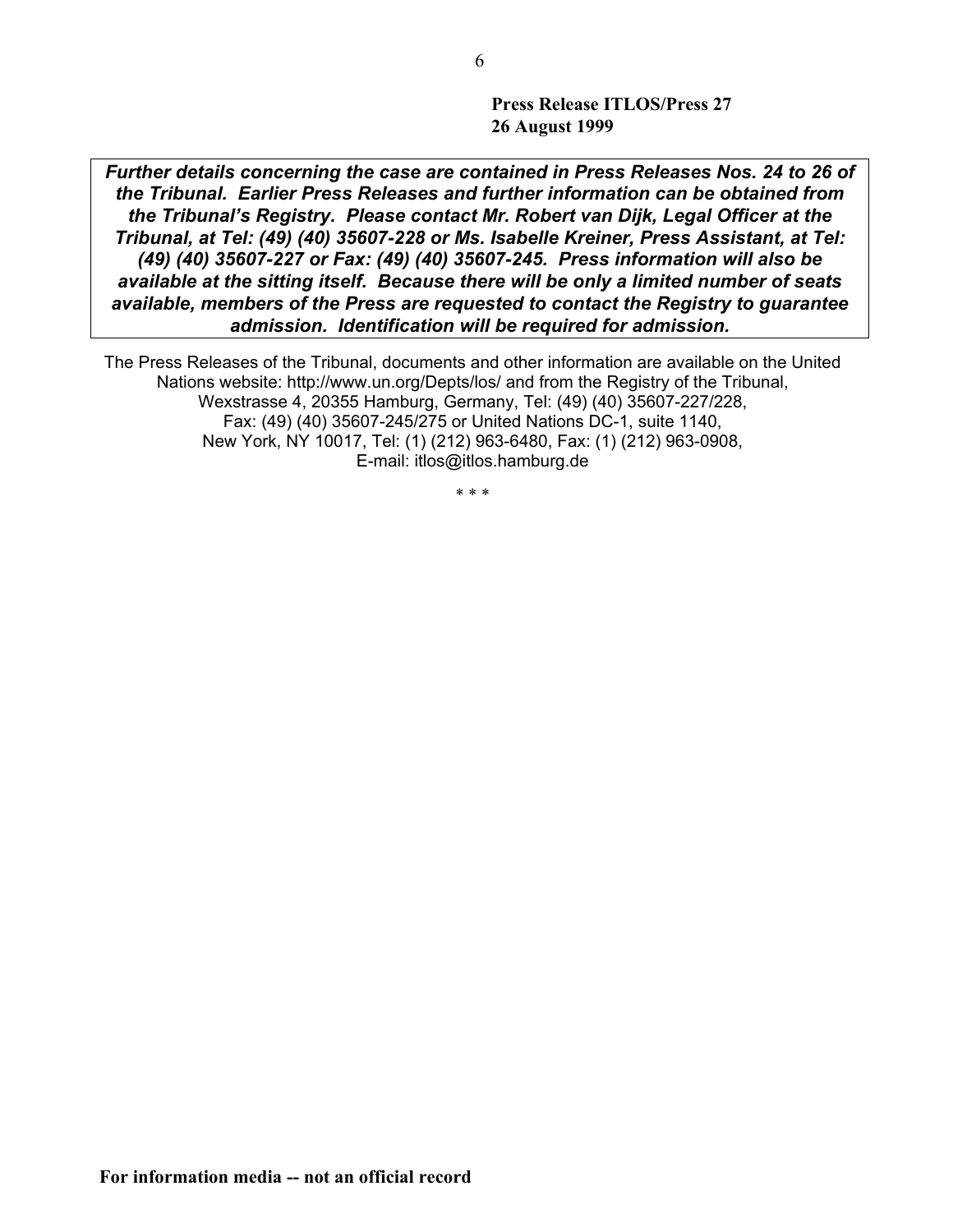**Press Release ITLOS/Press 27**
**26 August 1999**

***Further details concerning the case are contained in Press Releases Nos. 24 to 26 of the Tribunal. Earlier Press Releases and further information can be obtained from the Tribunal's Registry. Please contact Mr. Robert van Dijk, Legal Officer at the Tribunal, at Tel: (49) (40) 35607-228 or Ms. Isabelle Kreiner, Press Assistant, at Tel: (49) (40) 35607-227 or Fax: (49) (40) 35607-245. Press information will also be available at the sitting itself. Because there will be only a limited number of seats available, members of the Press are requested to contact the Registry to guarantee admission. Identification will be required for admission.***

The Press Releases of the Tribunal, documents and other information are available on the United Nations website: http://www.un.org/Depts/los/ and from the Registry of the Tribunal, Wexstrasse 4, 20355 Hamburg, Germany, Tel: (49) (40) 35607-227/228, Fax: (49) (40) 35607-245/275 or United Nations DC-1, suite 1140, New York, NY 10017, Tel: (1) (212) 963-6480, Fax: (1) (212) 963-0908, E-mail: itlos@itlos.hamburg.de

\* \* \*

**For information media -- not an official record**